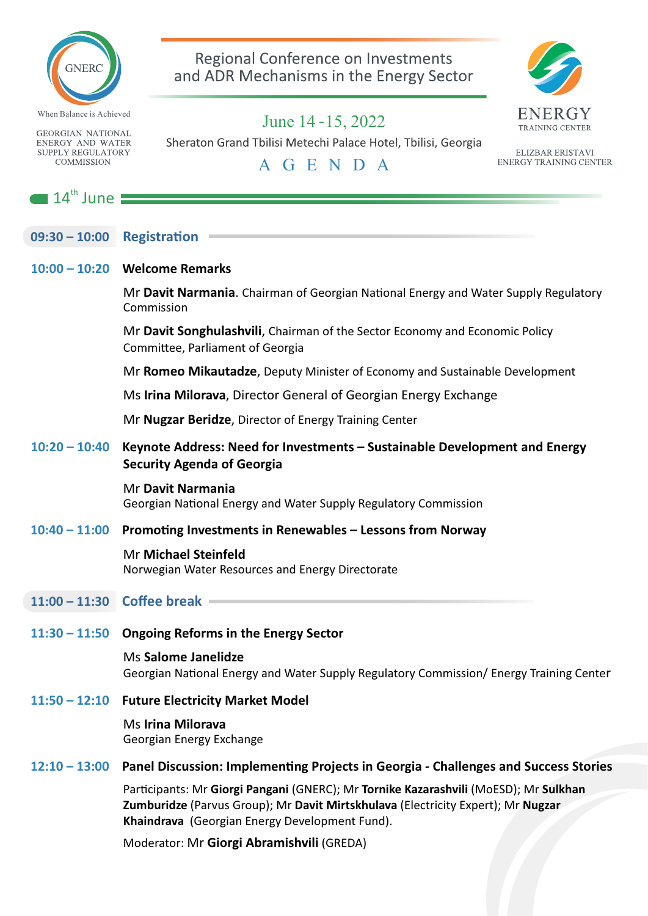GNERC

When Balance is Achieved

GEORGIAN NATIONAL ENERGY AND WATER SUPPLY REGULATORY COMMISSION

# Regional Conference on Investments and ADR Mechanisms in the Energy Sector

June 14 - 15, 2022

Sheraton Grand Tbilisi Metechi Palace Hotel, Tbilisi, Georgia

ENERGY TRAINING CENTER

ELIZBAR ERISTAVI ENERGY TRAINING CENTER

## AGENDA

## 14th June

**09:30 – 10:00 Registration**

**10:00 – 10:20 Welcome Remarks**

Mr **Davit Narmania**. Chairman of Georgian National Energy and Water Supply Regulatory Commission

Mr **Davit Songhulashvili**, Chairman of the Sector Economy and Economic Policy Committee, Parliament of Georgia

Mr **Romeo Mikautadze**, Deputy Minister of Economy and Sustainable Development

Ms **Irina Milorava**, Director General of Georgian Energy Exchange

Mr **Nugzar Beridze**, Director of Energy Training Center

**10:20 – 10:40 Keynote Address: Need for Investments – Sustainable Development and Energy Security Agenda of Georgia**

Mr **Davit Narmania**
Georgian National Energy and Water Supply Regulatory Commission

**10:40 – 11:00 Promoting Investments in Renewables – Lessons from Norway**

Mr **Michael Steinfeld**
Norwegian Water Resources and Energy Directorate

**11:00 – 11:30 Coffee break**

**11:30 – 11:50 Ongoing Reforms in the Energy Sector**

Ms **Salome Janelidze**
Georgian National Energy and Water Supply Regulatory Commission/ Energy Training Center

**11:50 – 12:10 Future Electricity Market Model**

Ms **Irina Milorava**
Georgian Energy Exchange

**12:10 – 13:00 Panel Discussion: Implementing Projects in Georgia - Challenges and Success Stories**

Participants: Mr **Giorgi Pangani** (GNERC); Mr **Tornike Kazarashvili** (MoESD); Mr **Sulkhan Zumburidze** (Parvus Group); Mr **Davit Mirtskhulava** (Electricity Expert); Mr **Nugzar Khaindrava** (Georgian Energy Development Fund).

Moderator: Mr **Giorgi Abramishvili** (GREDA)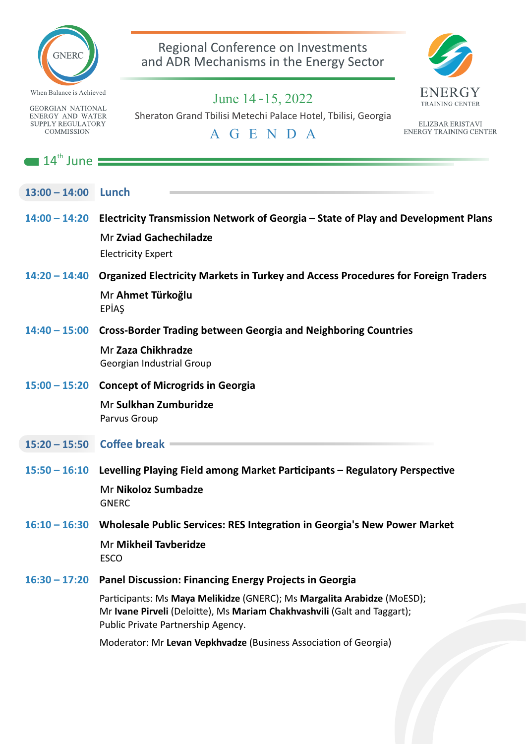GNERC

When Balance is Achieved

GEORGIAN NATIONAL ENERGY AND WATER SUPPLY REGULATORY COMMISSION

# Regional Conference on Investments and ADR Mechanisms in the Energy Sector

June 14 - 15, 2022

Sheraton Grand Tbilisi Metechi Palace Hotel, Tbilisi, Georgia

ENERGY TRAINING CENTER

ELIZBAR ERISTAVI ENERGY TRAINING CENTER

## A G E N D A

### 14th June

**13:00 – 14:00** **Lunch**

**14:00 – 14:20** **Electricity Transmission Network of Georgia – State of Play and Development Plans**

Mr **Zviad Gachechiladze**
Electricity Expert

**14:20 – 14:40** **Organized Electricity Markets in Turkey and Access Procedures for Foreign Traders**

Mr **Ahmet Türkoğlu**
EPİAŞ

**14:40 – 15:00** **Cross-Border Trading between Georgia and Neighboring Countries**

Mr **Zaza Chikhradze**
Georgian Industrial Group

**15:00 – 15:20** **Concept of Microgrids in Georgia**

Mr **Sulkhan Zumburidze**
Parvus Group

**15:20 – 15:50** **Coffee break**

**15:50 – 16:10** **Levelling Playing Field among Market Participants – Regulatory Perspective**

Mr **Nikoloz Sumbadze**
GNERC

**16:10 – 16:30** **Wholesale Public Services: RES Integration in Georgia's New Power Market**

Mr **Mikheil Tavberidze**
ESCO

**16:30 – 17:20** **Panel Discussion: Financing Energy Projects in Georgia**

Participants: Ms **Maya Melikidze** (GNERC); Ms **Margalita Arabidze** (MoESD); Mr **Ivane Pirveli** (Deloitte), Ms **Mariam Chakhvashvili** (Galt and Taggart); Public Private Partnership Agency.

Moderator: Mr **Levan Vepkhvadze** (Business Association of Georgia)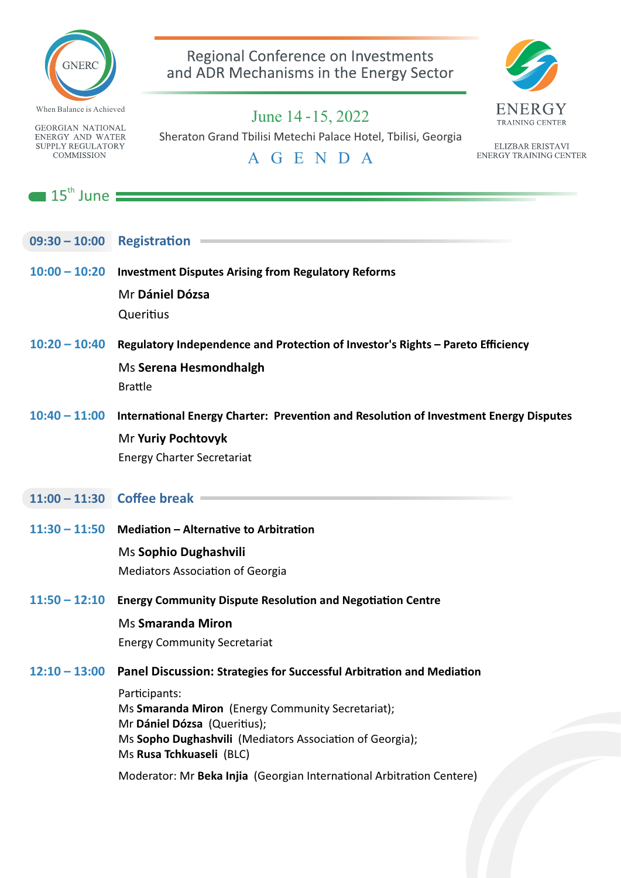GNERC

When Balance is Achieved

GEORGIAN NATIONAL ENERGY AND WATER SUPPLY REGULATORY COMMISSION

# Regional Conference on Investments and ADR Mechanisms in the Energy Sector

June 14 - 15, 2022

Sheraton Grand Tbilisi Metechi Palace Hotel, Tbilisi, Georgia

A G E N D A

ENERGY TRAINING CENTER

ELIZBAR ERISTAVI ENERGY TRAINING CENTER

## 15th June

**09:30 – 10:00** **Registration**

**10:00 – 10:20** **Investment Disputes Arising from Regulatory Reforms**

Mr **Dániel Dózsa**
Queritius

**10:20 – 10:40** **Regulatory Independence and Protection of Investor's Rights – Pareto Efficiency**

Ms **Serena Hesmondhalgh**
Brattle

**10:40 – 11:00** **International Energy Charter: Prevention and Resolution of Investment Energy Disputes**

Mr **Yuriy Pochtovyk**
Energy Charter Secretariat

**11:00 – 11:30** **Coffee break**

**11:30 – 11:50** **Mediation – Alternative to Arbitration**

Ms **Sophio Dughashvili**
Mediators Association of Georgia

**11:50 – 12:10** **Energy Community Dispute Resolution and Negotiation Centre**

Ms **Smaranda Miron**
Energy Community Secretariat

**12:10 – 13:00** **Panel Discussion: Strategies for Successful Arbitration and Mediation**

Participants:
Ms **Smaranda Miron** (Energy Community Secretariat);
Mr **Dániel Dózsa** (Queritius);
Ms **Sopho Dughashvili** (Mediators Association of Georgia);
Ms **Rusa Tchkuaseli** (BLC)

Moderator: Mr **Beka Injia** (Georgian International Arbitration Centere)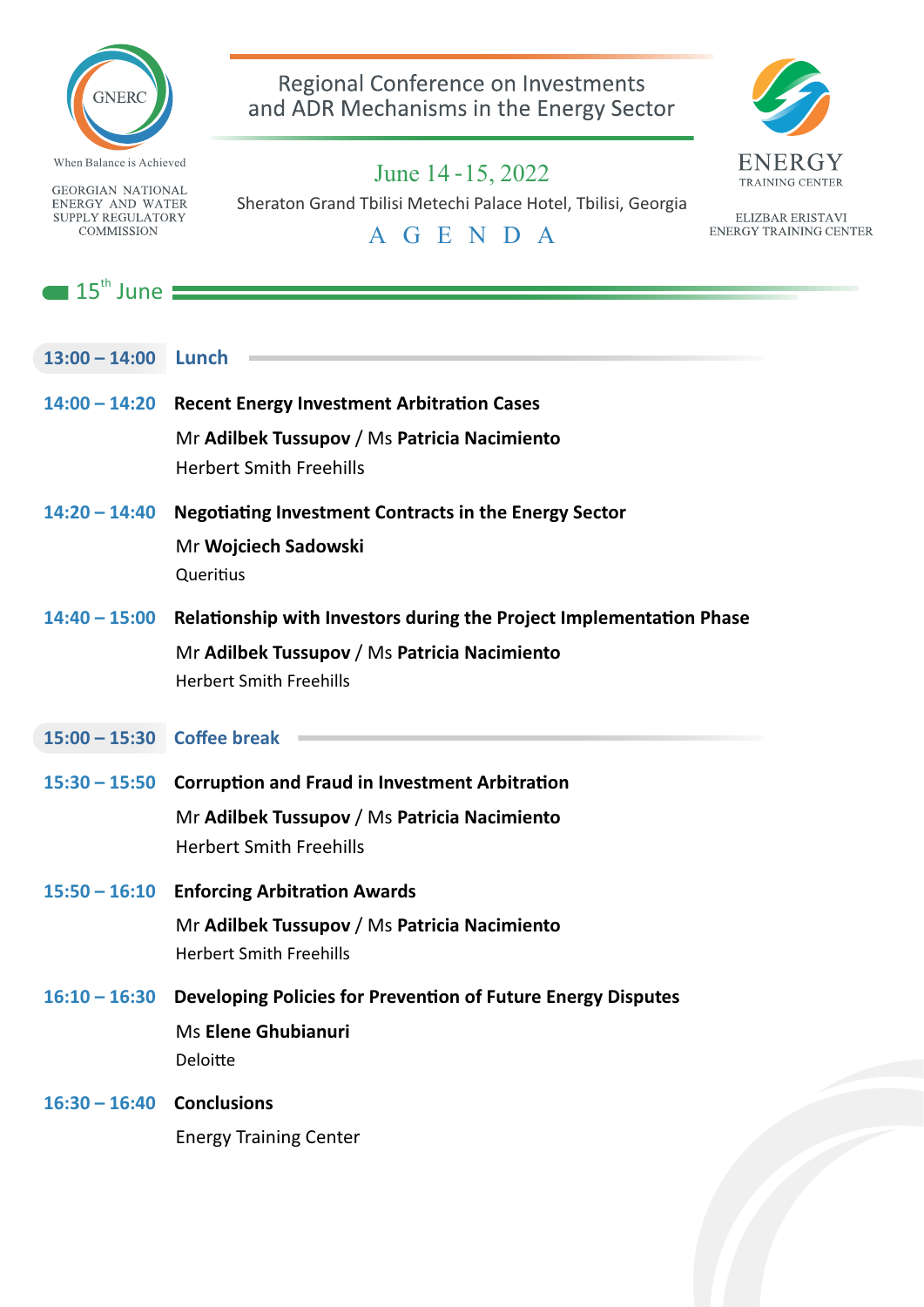GNERC

When Balance is Achieved

GEORGIAN NATIONAL ENERGY AND WATER SUPPLY REGULATORY COMMISSION

# Regional Conference on Investments and ADR Mechanisms in the Energy Sector

June 14 - 15, 2022

Sheraton Grand Tbilisi Metechi Palace Hotel, Tbilisi, Georgia

A G E N D A

ENERGY TRAINING CENTER

ELIZBAR ERISTAVI ENERGY TRAINING CENTER

## 15th June

**13:00 – 14:00** **Lunch**

**14:00 – 14:20** **Recent Energy Investment Arbitration Cases**
Mr **Adilbek Tussupov** / Ms **Patricia Nacimiento**
Herbert Smith Freehills

**14:20 – 14:40** **Negotiating Investment Contracts in the Energy Sector**
Mr **Wojciech Sadowski**
Queritius

**14:40 – 15:00** **Relationship with Investors during the Project Implementation Phase**
Mr **Adilbek Tussupov** / Ms **Patricia Nacimiento**
Herbert Smith Freehills

**15:00 – 15:30** **Coffee break**

**15:30 – 15:50** **Corruption and Fraud in Investment Arbitration**
Mr **Adilbek Tussupov** / Ms **Patricia Nacimiento**
Herbert Smith Freehills

**15:50 – 16:10** **Enforcing Arbitration Awards**
Mr **Adilbek Tussupov** / Ms **Patricia Nacimiento**
Herbert Smith Freehills

**16:10 – 16:30** **Developing Policies for Prevention of Future Energy Disputes**
Ms **Elene Ghubianuri**
Deloitte

**16:30 – 16:40** **Conclusions**
Energy Training Center